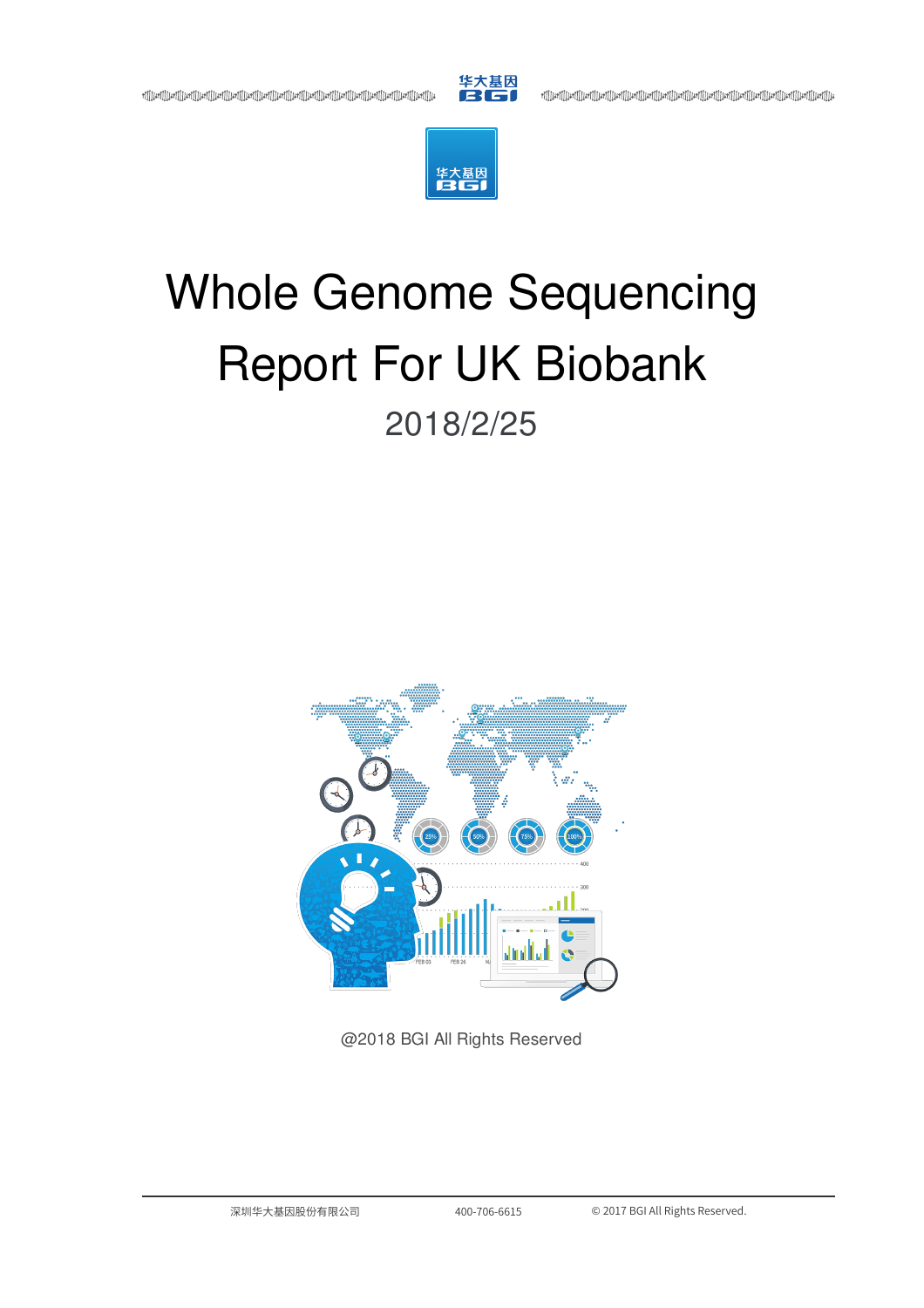# Whole Genome Sequencing Report For UK Biobank

2018/2/25

@2018 BGI All Rights Reserved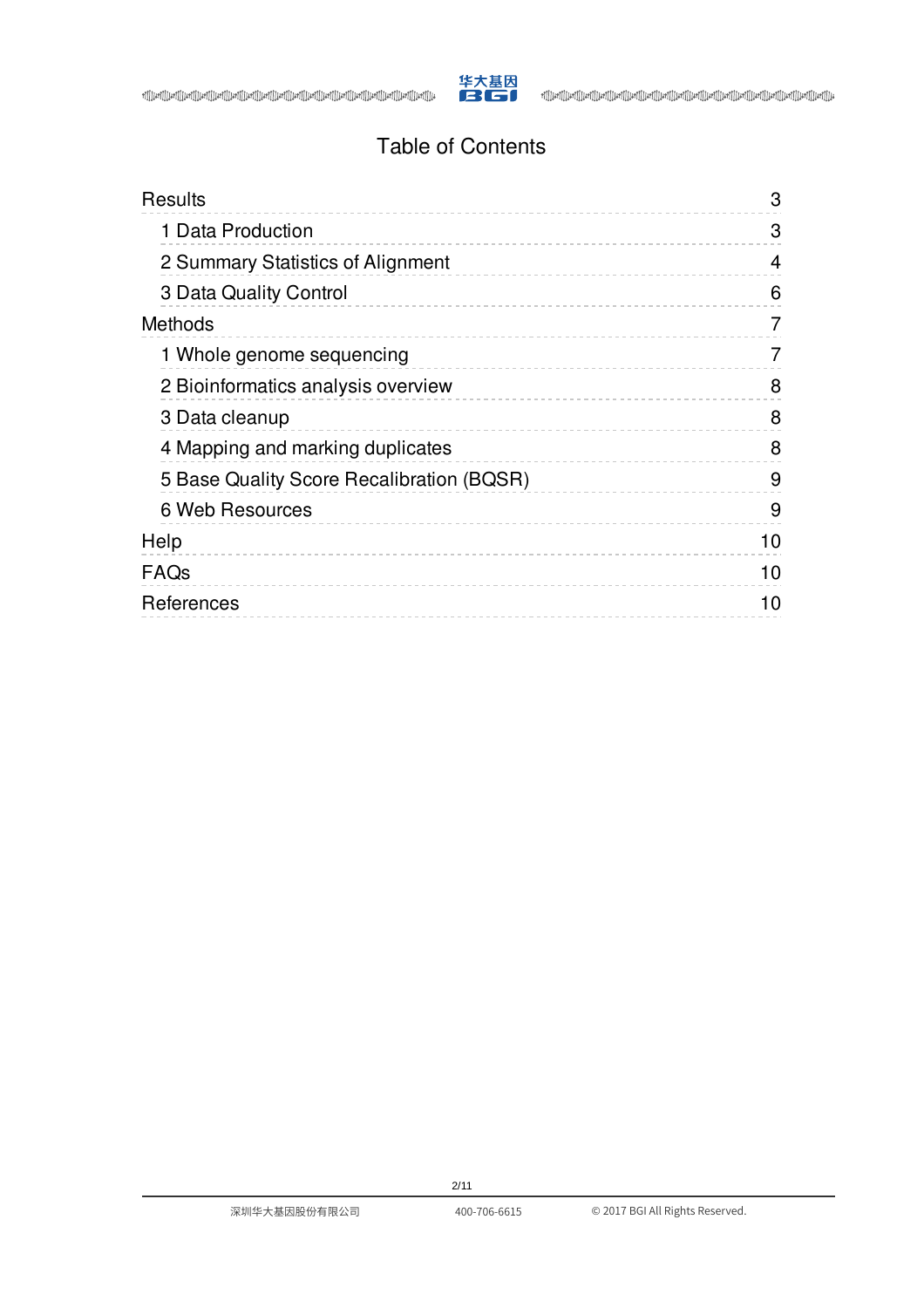# Table of Contents

- Results — 3
  - 1 Data Production — 3
  - 2 Summary Statistics of Alignment — 4
  - 3 Data Quality Control — 6
- Methods — 7
  - 1 Whole genome sequencing — 7
  - 2 Bioinformatics analysis overview — 8
  - 3 Data cleanup — 8
  - 4 Mapping and marking duplicates — 8
  - 5 Base Quality Score Recalibration (BQSR) — 9
  - 6 Web Resources — 9
- Help — 10
- FAQs — 10
- References — 10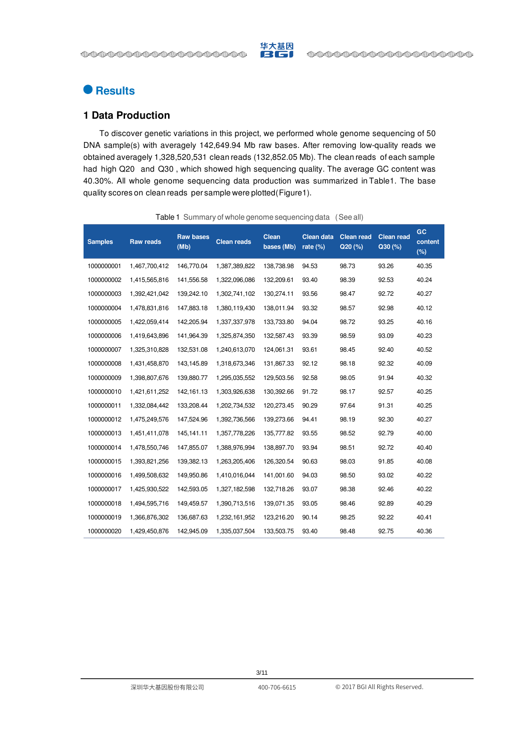# Results

## 1 Data Production

To discover genetic variations in this project, we performed whole genome sequencing of 50 DNA sample(s) with averagely 142,649.94 Mb raw bases. After removing low-quality reads we obtained averagely 1,328,520,531 clean reads (132,852.05 Mb). The clean reads of each sample had high Q20 and Q30 , which showed high sequencing quality. The average GC content was 40.30%. All whole genome sequencing data production was summarized in Table1. The base quality scores on clean reads per sample were plotted(Figure1).

Table 1 Summary of whole genome sequencing data (See all)

| Samples | Raw reads | Raw bases (Mb) | Clean reads | Clean bases (Mb) | Clean data rate (%) | Clean read Q20 (%) | Clean read Q30 (%) | GC content (%) |
|---|---|---|---|---|---|---|---|---|
| 1000000001 | 1,467,700,412 | 146,770.04 | 1,387,389,822 | 138,738.98 | 94.53 | 98.73 | 93.26 | 40.35 |
| 1000000002 | 1,415,565,816 | 141,556.58 | 1,322,096,086 | 132,209.61 | 93.40 | 98.39 | 92.53 | 40.24 |
| 1000000003 | 1,392,421,042 | 139,242.10 | 1,302,741,102 | 130,274.11 | 93.56 | 98.47 | 92.72 | 40.27 |
| 1000000004 | 1,478,831,816 | 147,883.18 | 1,380,119,430 | 138,011.94 | 93.32 | 98.57 | 92.98 | 40.12 |
| 1000000005 | 1,422,059,414 | 142,205.94 | 1,337,337,978 | 133,733.80 | 94.04 | 98.72 | 93.25 | 40.16 |
| 1000000006 | 1,419,643,896 | 141,964.39 | 1,325,874,350 | 132,587.43 | 93.39 | 98.59 | 93.09 | 40.23 |
| 1000000007 | 1,325,310,828 | 132,531.08 | 1,240,613,070 | 124,061.31 | 93.61 | 98.45 | 92.40 | 40.52 |
| 1000000008 | 1,431,458,870 | 143,145.89 | 1,318,673,346 | 131,867.33 | 92.12 | 98.18 | 92.32 | 40.09 |
| 1000000009 | 1,398,807,676 | 139,880.77 | 1,295,035,552 | 129,503.56 | 92.58 | 98.05 | 91.94 | 40.32 |
| 1000000010 | 1,421,611,252 | 142,161.13 | 1,303,926,638 | 130,392.66 | 91.72 | 98.17 | 92.57 | 40.25 |
| 1000000011 | 1,332,084,442 | 133,208.44 | 1,202,734,532 | 120,273.45 | 90.29 | 97.64 | 91.31 | 40.25 |
| 1000000012 | 1,475,249,576 | 147,524.96 | 1,392,736,566 | 139,273.66 | 94.41 | 98.19 | 92.30 | 40.27 |
| 1000000013 | 1,451,411,078 | 145,141.11 | 1,357,778,226 | 135,777.82 | 93.55 | 98.52 | 92.79 | 40.00 |
| 1000000014 | 1,478,550,746 | 147,855.07 | 1,388,976,994 | 138,897.70 | 93.94 | 98.51 | 92.72 | 40.40 |
| 1000000015 | 1,393,821,256 | 139,382.13 | 1,263,205,406 | 126,320.54 | 90.63 | 98.03 | 91.85 | 40.08 |
| 1000000016 | 1,499,508,632 | 149,950.86 | 1,410,016,044 | 141,001.60 | 94.03 | 98.50 | 93.02 | 40.22 |
| 1000000017 | 1,425,930,522 | 142,593.05 | 1,327,182,598 | 132,718.26 | 93.07 | 98.38 | 92.46 | 40.22 |
| 1000000018 | 1,494,595,716 | 149,459.57 | 1,390,713,516 | 139,071.35 | 93.05 | 98.46 | 92.89 | 40.29 |
| 1000000019 | 1,366,876,302 | 136,687.63 | 1,232,161,952 | 123,216.20 | 90.14 | 98.25 | 92.22 | 40.41 |
| 1000000020 | 1,429,450,876 | 142,945.09 | 1,335,037,504 | 133,503.75 | 93.40 | 98.48 | 92.75 | 40.36 |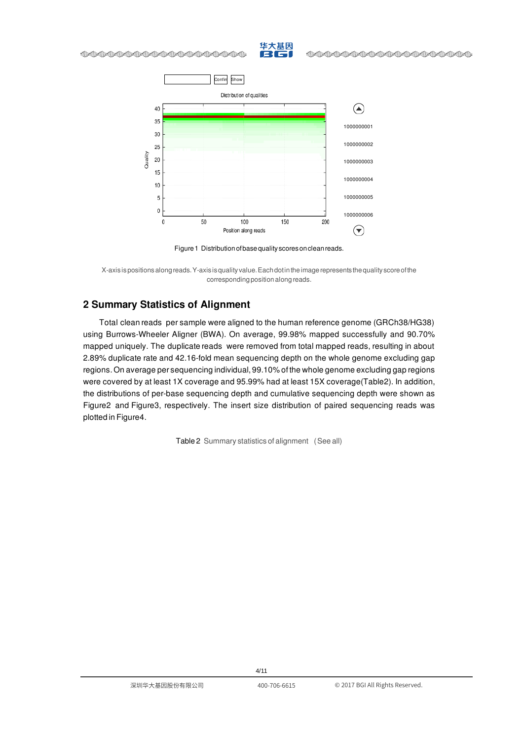Figure 1 Distribution of base quality scores on clean reads.

X-axis is positions along reads. Y-axis is quality value. Each dot in the image represents the quality score of the corresponding position along reads.

## 2 Summary Statistics of Alignment

Total clean reads per sample were aligned to the human reference genome (GRCh38/HG38) using Burrows-Wheeler Aligner (BWA). On average, 99.98% mapped successfully and 90.70% mapped uniquely. The duplicate reads were removed from total mapped reads, resulting in about 2.89% duplicate rate and 42.16-fold mean sequencing depth on the whole genome excluding gap regions. On average per sequencing individual, 99.10% of the whole genome excluding gap regions were covered by at least 1X coverage and 95.99% had at least 15X coverage(Table2). In addition, the distributions of per-base sequencing depth and cumulative sequencing depth were shown as Figure2 and Figure3, respectively. The insert size distribution of paired sequencing reads was plotted in Figure4.

Table 2 Summary statistics of alignment (See all)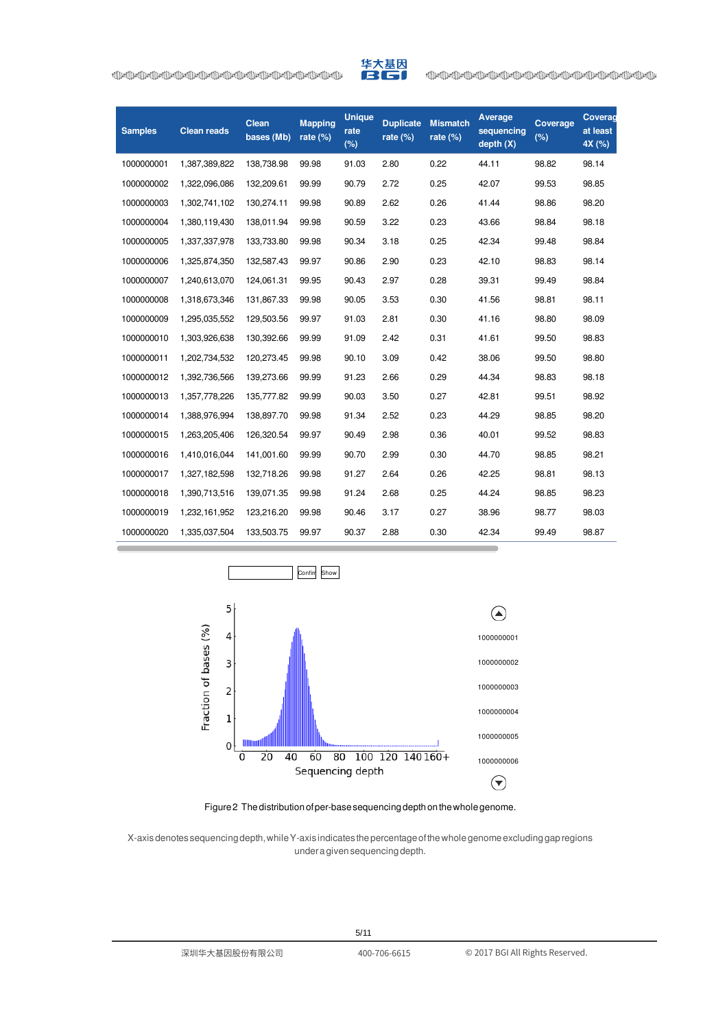| Samples | Clean reads | Clean bases (Mb) | Mapping rate (%) | Unique rate (%) | Duplicate rate (%) | Mismatch rate (%) | Average sequencing depth (X) | Coverage (%) | Coverag at least 4X (%) |
|---|---|---|---|---|---|---|---|---|---|
| 1000000001 | 1,387,389,822 | 138,738.98 | 99.98 | 91.03 | 2.80 | 0.22 | 44.11 | 98.82 | 98.14 |
| 1000000002 | 1,322,096,086 | 132,209.61 | 99.99 | 90.79 | 2.72 | 0.25 | 42.07 | 99.53 | 98.85 |
| 1000000003 | 1,302,741,102 | 130,274.11 | 99.98 | 90.89 | 2.62 | 0.26 | 41.44 | 98.86 | 98.20 |
| 1000000004 | 1,380,119,430 | 138,011.94 | 99.98 | 90.59 | 3.22 | 0.23 | 43.66 | 98.84 | 98.18 |
| 1000000005 | 1,337,337,978 | 133,733.80 | 99.98 | 90.34 | 3.18 | 0.25 | 42.34 | 99.48 | 98.84 |
| 1000000006 | 1,325,874,350 | 132,587.43 | 99.97 | 90.86 | 2.90 | 0.23 | 42.10 | 98.83 | 98.14 |
| 1000000007 | 1,240,613,070 | 124,061.31 | 99.95 | 90.43 | 2.97 | 0.28 | 39.31 | 99.49 | 98.84 |
| 1000000008 | 1,318,673,346 | 131,867.33 | 99.98 | 90.05 | 3.53 | 0.30 | 41.56 | 98.81 | 98.11 |
| 1000000009 | 1,295,035,552 | 129,503.56 | 99.97 | 91.03 | 2.81 | 0.30 | 41.16 | 98.80 | 98.09 |
| 1000000010 | 1,303,926,638 | 130,392.66 | 99.99 | 91.09 | 2.42 | 0.31 | 41.61 | 99.50 | 98.83 |
| 1000000011 | 1,202,734,532 | 120,273.45 | 99.98 | 90.10 | 3.09 | 0.42 | 38.06 | 99.50 | 98.80 |
| 1000000012 | 1,392,736,566 | 139,273.66 | 99.99 | 91.23 | 2.66 | 0.29 | 44.34 | 98.83 | 98.18 |
| 1000000013 | 1,357,778,226 | 135,777.82 | 99.99 | 90.03 | 3.50 | 0.27 | 42.81 | 99.51 | 98.92 |
| 1000000014 | 1,388,976,994 | 138,897.70 | 99.98 | 91.34 | 2.52 | 0.23 | 44.29 | 98.85 | 98.20 |
| 1000000015 | 1,263,205,406 | 126,320.54 | 99.97 | 90.49 | 2.98 | 0.36 | 40.01 | 99.52 | 98.83 |
| 1000000016 | 1,410,016,044 | 141,001.60 | 99.99 | 90.70 | 2.99 | 0.30 | 44.70 | 98.85 | 98.21 |
| 1000000017 | 1,327,182,598 | 132,718.26 | 99.98 | 91.27 | 2.64 | 0.26 | 42.25 | 98.81 | 98.13 |
| 1000000018 | 1,390,713,516 | 139,071.35 | 99.98 | 91.24 | 2.68 | 0.25 | 44.24 | 98.85 | 98.23 |
| 1000000019 | 1,232,161,952 | 123,216.20 | 99.98 | 90.46 | 3.17 | 0.27 | 38.96 | 98.77 | 98.03 |
| 1000000020 | 1,335,037,504 | 133,503.75 | 99.97 | 90.37 | 2.88 | 0.30 | 42.34 | 99.49 | 98.87 |

Figure 2 The distribution of per-base sequencing depth on the whole genome.

X-axis denotes sequencing depth, while Y-axis indicates the percentage of the whole genome excluding gap regions under a given sequencing depth.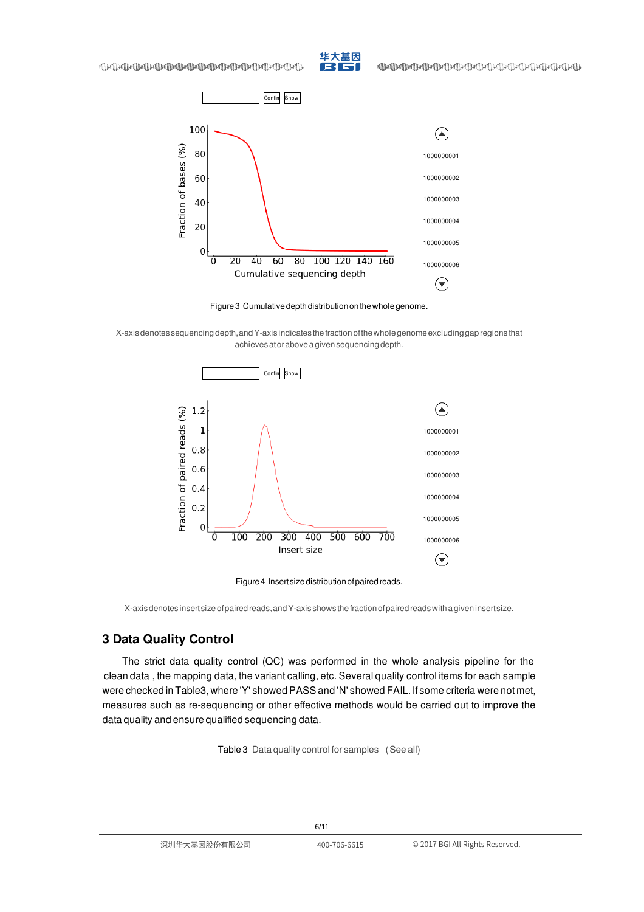Figure 3 Cumulative depth distribution on the whole genome.

X-axis denotes sequencing depth, and Y-axis indicates the fraction of the whole genome excluding gap regions that achieves at or above a given sequencing depth.

Figure 4 Insert size distribution of paired reads.

X-axis denotes insert size of paired reads, and Y-axis shows the fraction of paired reads with a given insert size.

## 3 Data Quality Control

The strict data quality control (QC) was performed in the whole analysis pipeline for the clean data , the mapping data, the variant calling, etc. Several quality control items for each sample were checked in Table3, where 'Y' showed PASS and 'N' showed FAIL. If some criteria were not met, measures such as re-sequencing or other effective methods would be carried out to improve the data quality and ensure qualified sequencing data.

Table 3 Data quality control for samples (See all)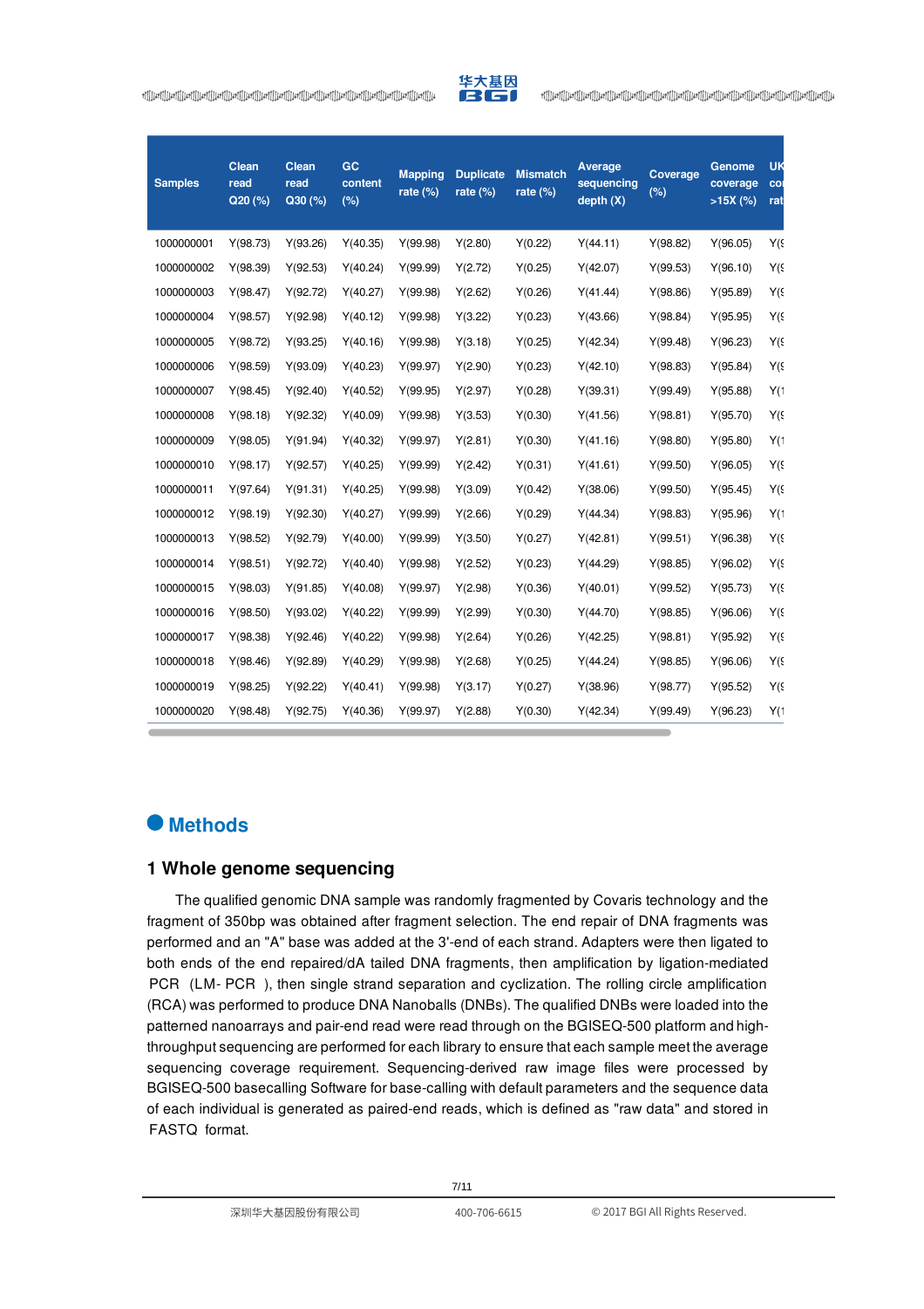| Samples | Clean read Q20 (%) | Clean read Q30 (%) | GC content (%) | Mapping rate (%) | Duplicate rate (%) | Mismatch rate (%) | Average sequencing depth (X) | Coverage (%) | Genome coverage >15X (%) | UK co rat |
|---|---|---|---|---|---|---|---|---|---|---|
| 1000000001 | Y(98.73) | Y(93.26) | Y(40.35) | Y(99.98) | Y(2.80) | Y(0.22) | Y(44.11) | Y(98.82) | Y(96.05) | Y( |
| 1000000002 | Y(98.39) | Y(92.53) | Y(40.24) | Y(99.99) | Y(2.72) | Y(0.25) | Y(42.07) | Y(99.53) | Y(96.10) | Y( |
| 1000000003 | Y(98.47) | Y(92.72) | Y(40.27) | Y(99.98) | Y(2.62) | Y(0.26) | Y(41.44) | Y(98.86) | Y(95.89) | Y( |
| 1000000004 | Y(98.57) | Y(92.98) | Y(40.12) | Y(99.98) | Y(3.22) | Y(0.23) | Y(43.66) | Y(98.84) | Y(95.95) | Y( |
| 1000000005 | Y(98.72) | Y(93.25) | Y(40.16) | Y(99.98) | Y(3.18) | Y(0.25) | Y(42.34) | Y(99.48) | Y(96.23) | Y( |
| 1000000006 | Y(98.59) | Y(93.09) | Y(40.23) | Y(99.97) | Y(2.90) | Y(0.23) | Y(42.10) | Y(98.83) | Y(95.84) | Y( |
| 1000000007 | Y(98.45) | Y(92.40) | Y(40.52) | Y(99.95) | Y(2.97) | Y(0.28) | Y(39.31) | Y(99.49) | Y(95.88) | Y(1 |
| 1000000008 | Y(98.18) | Y(92.32) | Y(40.09) | Y(99.98) | Y(3.53) | Y(0.30) | Y(41.56) | Y(98.81) | Y(95.70) | Y( |
| 1000000009 | Y(98.05) | Y(91.94) | Y(40.32) | Y(99.97) | Y(2.81) | Y(0.30) | Y(41.16) | Y(98.80) | Y(95.80) | Y(1 |
| 1000000010 | Y(98.17) | Y(92.57) | Y(40.25) | Y(99.99) | Y(2.42) | Y(0.31) | Y(41.61) | Y(99.50) | Y(96.05) | Y( |
| 1000000011 | Y(97.64) | Y(91.31) | Y(40.25) | Y(99.98) | Y(3.09) | Y(0.42) | Y(38.06) | Y(99.50) | Y(95.45) | Y( |
| 1000000012 | Y(98.19) | Y(92.30) | Y(40.27) | Y(99.99) | Y(2.66) | Y(0.29) | Y(44.34) | Y(98.83) | Y(95.96) | Y(1 |
| 1000000013 | Y(98.52) | Y(92.79) | Y(40.00) | Y(99.99) | Y(3.50) | Y(0.27) | Y(42.81) | Y(99.51) | Y(96.38) | Y( |
| 1000000014 | Y(98.51) | Y(92.72) | Y(40.40) | Y(99.98) | Y(2.52) | Y(0.23) | Y(44.29) | Y(98.85) | Y(96.02) | Y( |
| 1000000015 | Y(98.03) | Y(91.85) | Y(40.08) | Y(99.97) | Y(2.98) | Y(0.36) | Y(40.01) | Y(99.52) | Y(95.73) | Y( |
| 1000000016 | Y(98.50) | Y(93.02) | Y(40.22) | Y(99.99) | Y(2.99) | Y(0.30) | Y(44.70) | Y(98.85) | Y(96.06) | Y( |
| 1000000017 | Y(98.38) | Y(92.46) | Y(40.22) | Y(99.98) | Y(2.64) | Y(0.26) | Y(42.25) | Y(98.81) | Y(95.92) | Y( |
| 1000000018 | Y(98.46) | Y(92.89) | Y(40.29) | Y(99.98) | Y(2.68) | Y(0.25) | Y(44.24) | Y(98.85) | Y(96.06) | Y( |
| 1000000019 | Y(98.25) | Y(92.22) | Y(40.41) | Y(99.98) | Y(3.17) | Y(0.27) | Y(38.96) | Y(98.77) | Y(95.52) | Y( |
| 1000000020 | Y(98.48) | Y(92.75) | Y(40.36) | Y(99.97) | Y(2.88) | Y(0.30) | Y(42.34) | Y(99.49) | Y(96.23) | Y(1 |

## Methods

### 1 Whole genome sequencing

The qualified genomic DNA sample was randomly fragmented by Covaris technology and the fragment of 350bp was obtained after fragment selection. The end repair of DNA fragments was performed and an "A" base was added at the 3'-end of each strand. Adapters were then ligated to both ends of the end repaired/dA tailed DNA fragments, then amplification by ligation-mediated PCR (LM-PCR), then single strand separation and cyclization. The rolling circle amplification (RCA) was performed to produce DNA Nanoballs (DNBs). The qualified DNBs were loaded into the patterned nanoarrays and pair-end read were read through on the BGISEQ-500 platform and high-throughput sequencing are performed for each library to ensure that each sample meet the average sequencing coverage requirement. Sequencing-derived raw image files were processed by BGISEQ-500 basecalling Software for base-calling with default parameters and the sequence data of each individual is generated as paired-end reads, which is defined as "raw data" and stored in FASTQ format.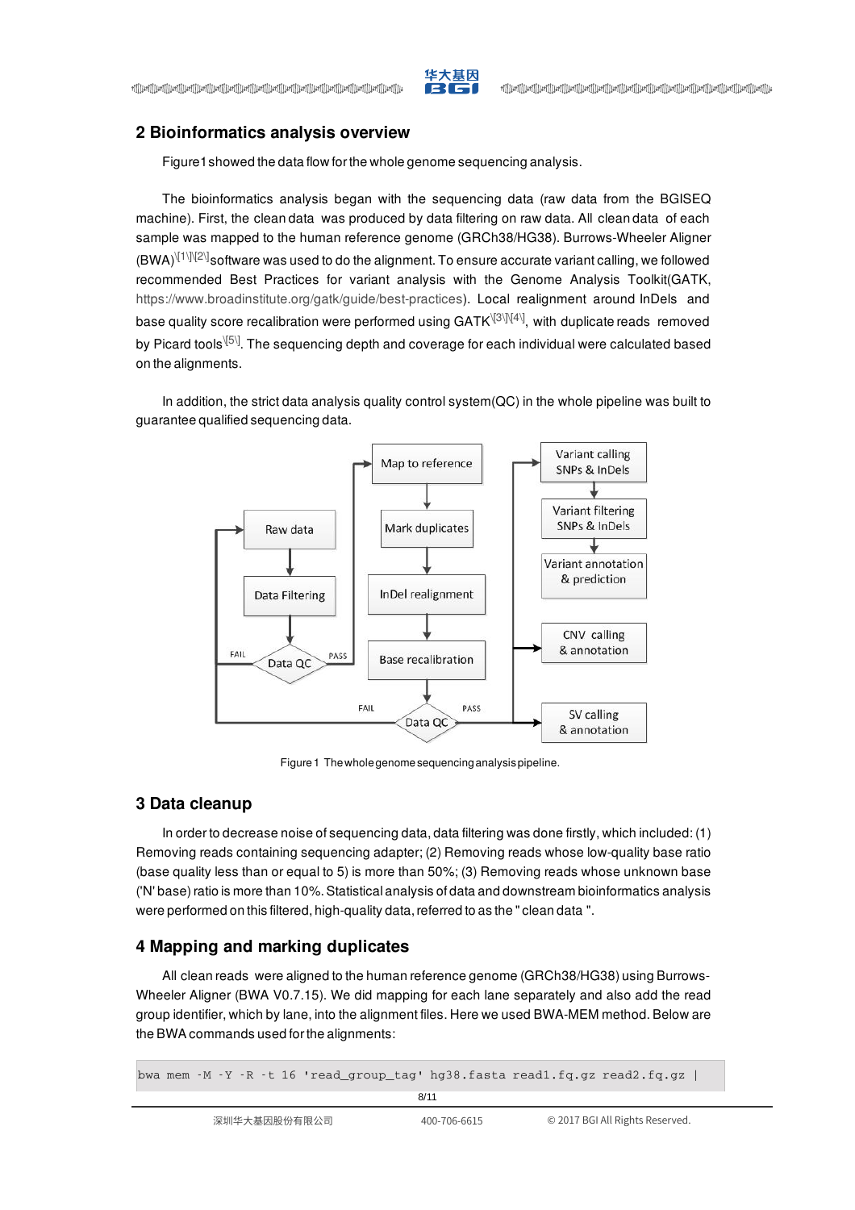## 2 Bioinformatics analysis overview

Figure1 showed the data flow for the whole genome sequencing analysis.

The bioinformatics analysis began with the sequencing data (raw data from the BGISEQ machine). First, the clean data was produced by data filtering on raw data. All clean data of each sample was mapped to the human reference genome (GRCh38/HG38). Burrows-Wheeler Aligner (BWA)[1][2] software was used to do the alignment. To ensure accurate variant calling, we followed recommended Best Practices for variant analysis with the Genome Analysis Toolkit(GATK, https://www.broadinstitute.org/gatk/guide/best-practices). Local realignment around InDels and base quality score recalibration were performed using GATK[3][4], with duplicate reads removed by Picard tools[5]. The sequencing depth and coverage for each individual were calculated based on the alignments.

In addition, the strict data analysis quality control system(QC) in the whole pipeline was built to guarantee qualified sequencing data.

Figure 1 The whole genome sequencing analysis pipeline.

## 3 Data cleanup

In order to decrease noise of sequencing data, data filtering was done firstly, which included: (1) Removing reads containing sequencing adapter; (2) Removing reads whose low-quality base ratio (base quality less than or equal to 5) is more than 50%; (3) Removing reads whose unknown base ('N' base) ratio is more than 10%. Statistical analysis of data and downstream bioinformatics analysis were performed on this filtered, high-quality data, referred to as the " clean data ".

## 4 Mapping and marking duplicates

All clean reads were aligned to the human reference genome (GRCh38/HG38) using Burrows-Wheeler Aligner (BWA V0.7.15). We did mapping for each lane separately and also add the read group identifier, which by lane, into the alignment files. Here we used BWA-MEM method. Below are the BWA commands used for the alignments:

```
bwa mem -M -Y -R -t 16 'read_group_tag' hg38.fasta read1.fq.gz read2.fq.gz |
```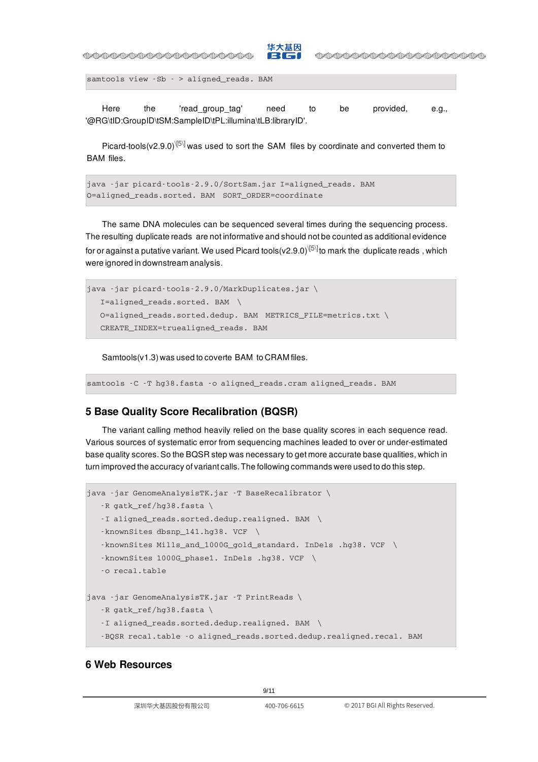```
samtools view -Sb - > aligned_reads. BAM
```

Here the 'read_group_tag' need to be provided, e.g., '@RG\tID:GroupID\tSM:SampleID\tPL:illumina\tLB:libraryID'.

Picard-tools(v2.9.0)[5] was used to sort the SAM files by coordinate and converted them to BAM files.

```
java -jar picard-tools-2.9.0/SortSam.jar I=aligned_reads. BAM
O=aligned_reads.sorted. BAM  SORT_ORDER=coordinate
```

The same DNA molecules can be sequenced several times during the sequencing process. The resulting duplicate reads are not informative and should not be counted as additional evidence for or against a putative variant. We used Picard tools(v2.9.0)[5] to mark the duplicate reads , which were ignored in downstream analysis.

```
java -jar picard-tools-2.9.0/MarkDuplicates.jar \
   I=aligned_reads.sorted. BAM  \
   O=aligned_reads.sorted.dedup. BAM  METRICS_FILE=metrics.txt \
   CREATE_INDEX=truealigned_reads. BAM
```

Samtools(v1.3) was used to coverte BAM to CRAM files.

```
samtools -C -T hg38.fasta -o aligned_reads.cram aligned_reads. BAM
```

## 5 Base Quality Score Recalibration (BQSR)

The variant calling method heavily relied on the base quality scores in each sequence read. Various sources of systematic error from sequencing machines leaded to over or under-estimated base quality scores. So the BQSR step was necessary to get more accurate base qualities, which in turn improved the accuracy of variant calls. The following commands were used to do this step.

```
java -jar GenomeAnalysisTK.jar -T BaseRecalibrator \
   -R gatk_ref/hg38.fasta \
   -I aligned_reads.sorted.dedup.realigned. BAM  \
   -knownSites dbsnp_141.hg38. VCF  \
   -knownSites Mills_and_1000G_gold_standard. InDels .hg38. VCF  \
   -knownSites 1000G_phase1. InDels .hg38. VCF  \
   -o recal.table

java -jar GenomeAnalysisTK.jar -T PrintReads \
   -R gatk_ref/hg38.fasta \
   -I aligned_reads.sorted.dedup.realigned. BAM  \
   -BQSR recal.table -o aligned_reads.sorted.dedup.realigned.recal. BAM
```

## 6 Web Resources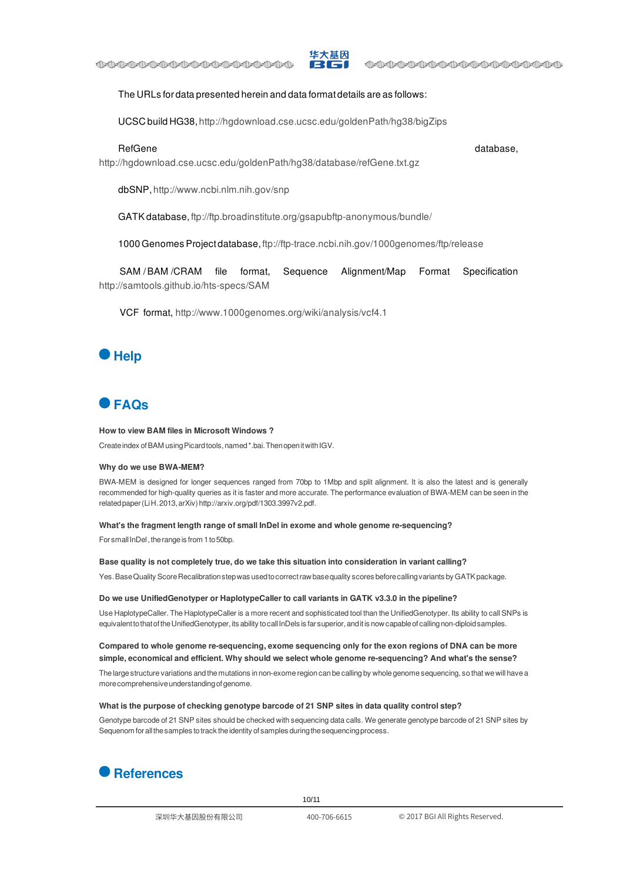The URLs for data presented herein and data format details are as follows:

UCSC build HG38, http://hgdownload.cse.ucsc.edu/goldenPath/hg38/bigZips

RefGene database, http://hgdownload.cse.ucsc.edu/goldenPath/hg38/database/refGene.txt.gz

dbSNP, http://www.ncbi.nlm.nih.gov/snp

GATK database, ftp://ftp.broadinstitute.org/gsapubftp-anonymous/bundle/

1000 Genomes Project database, ftp://ftp-trace.ncbi.nih.gov/1000genomes/ftp/release

SAM / BAM /CRAM file format, Sequence Alignment/Map Format Specification http://samtools.github.io/hts-specs/SAM

VCF format, http://www.1000genomes.org/wiki/analysis/vcf4.1

# Help

# FAQs

**How to view BAM files in Microsoft Windows ?**

Create index of BAM using Picard tools, named *.bai. Then open it with IGV.

**Why do we use BWA-MEM?**

BWA-MEM is designed for longer sequences ranged from 70bp to 1Mbp and split alignment. It is also the latest and is generally recommended for high-quality queries as it is faster and more accurate. The performance evaluation of BWA-MEM can be seen in the related paper (Li H. 2013, arXiv) http://arxiv.org/pdf/1303.3997v2.pdf.

**What's the fragment length range of small InDel in exome and whole genome re-sequencing?**

For small InDel , the range is from 1 to 50bp.

**Base quality is not completely true, do we take this situation into consideration in variant calling?**

Yes. Base Quality Score Recalibration step was used to correct raw base quality scores before calling variants by GATK package.

**Do we use UnifiedGenotyper or HaplotypeCaller to call variants in GATK v3.3.0 in the pipeline?**

Use HaplotypeCaller. The HaplotypeCaller is a more recent and sophisticated tool than the UnifiedGenotyper. Its ability to call SNPs is equivalent to that of the UnifiedGenotyper, its ability to call InDels is far superior, and it is now capable of calling non-diploid samples.

**Compared to whole genome re-sequencing, exome sequencing only for the exon regions of DNA can be more simple, economical and efficient. Why should we select whole genome re-sequencing? And what's the sense?**

The large structure variations and the mutations in non-exome region can be calling by whole genome sequencing, so that we will have a more comprehensive understanding of genome.

**What is the purpose of checking genotype barcode of 21 SNP sites in data quality control step?**

Genotype barcode of 21 SNP sites should be checked with sequencing data calls. We generate genotype barcode of 21 SNP sites by Sequenom for all the samples to track the identity of samples during the sequencing process.

# References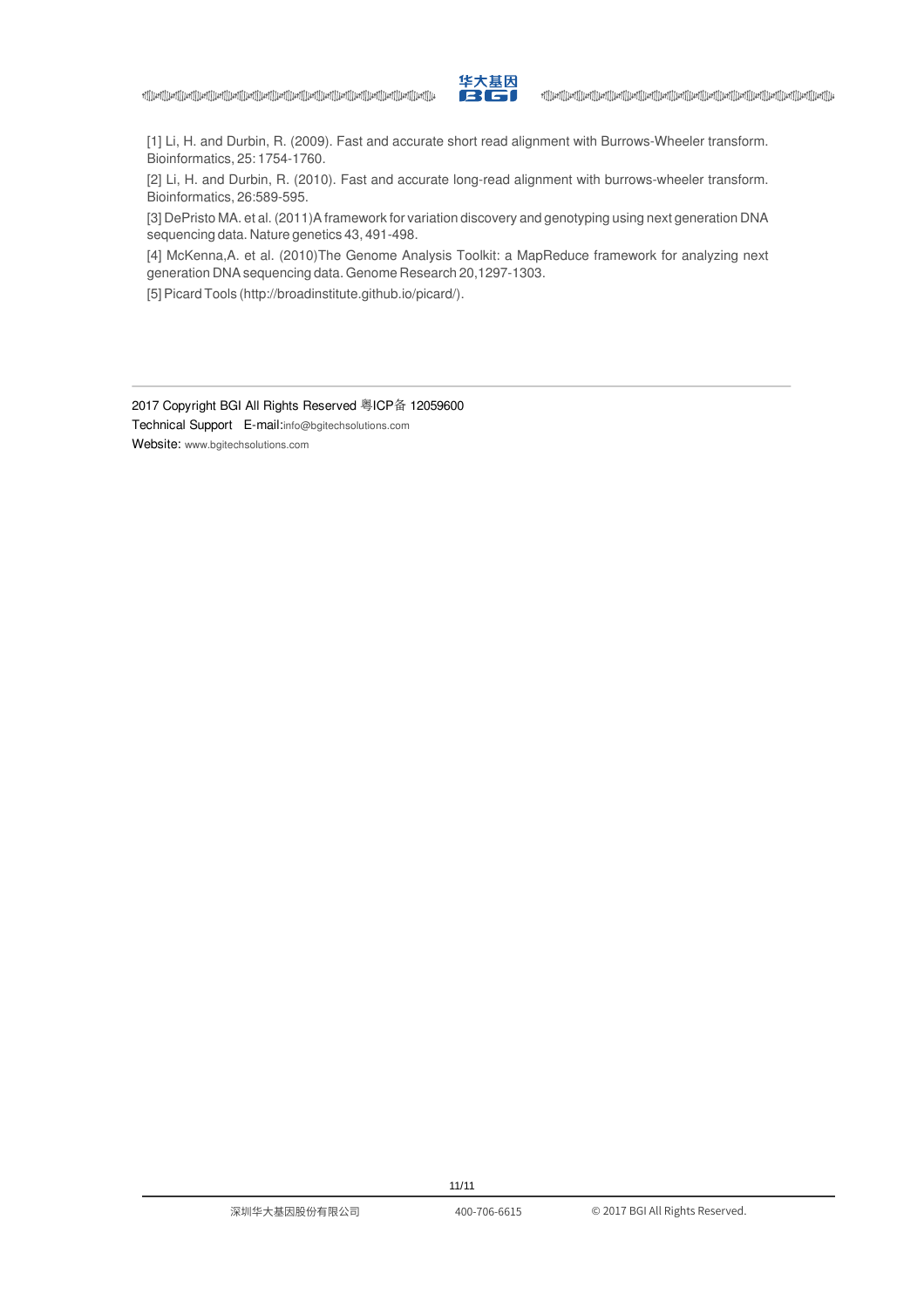[1] Li, H. and Durbin, R. (2009). Fast and accurate short read alignment with Burrows-Wheeler transform. Bioinformatics, 25: 1754-1760.

[2] Li, H. and Durbin, R. (2010). Fast and accurate long-read alignment with burrows-wheeler transform. Bioinformatics, 26:589-595.

[3] DePristo MA. et al. (2011)A framework for variation discovery and genotyping using next generation DNA sequencing data. Nature genetics 43, 491-498.

[4] McKenna,A. et al. (2010)The Genome Analysis Toolkit: a MapReduce framework for analyzing next generation DNA sequencing data. Genome Research 20,1297-1303.

[5] Picard Tools (http://broadinstitute.github.io/picard/).

---

2017 Copyright BGI All Rights Reserved 粤ICP备 12059600

Technical Support E-mail:info@bgitechsolutions.com

Website: www.bgitechsolutions.com